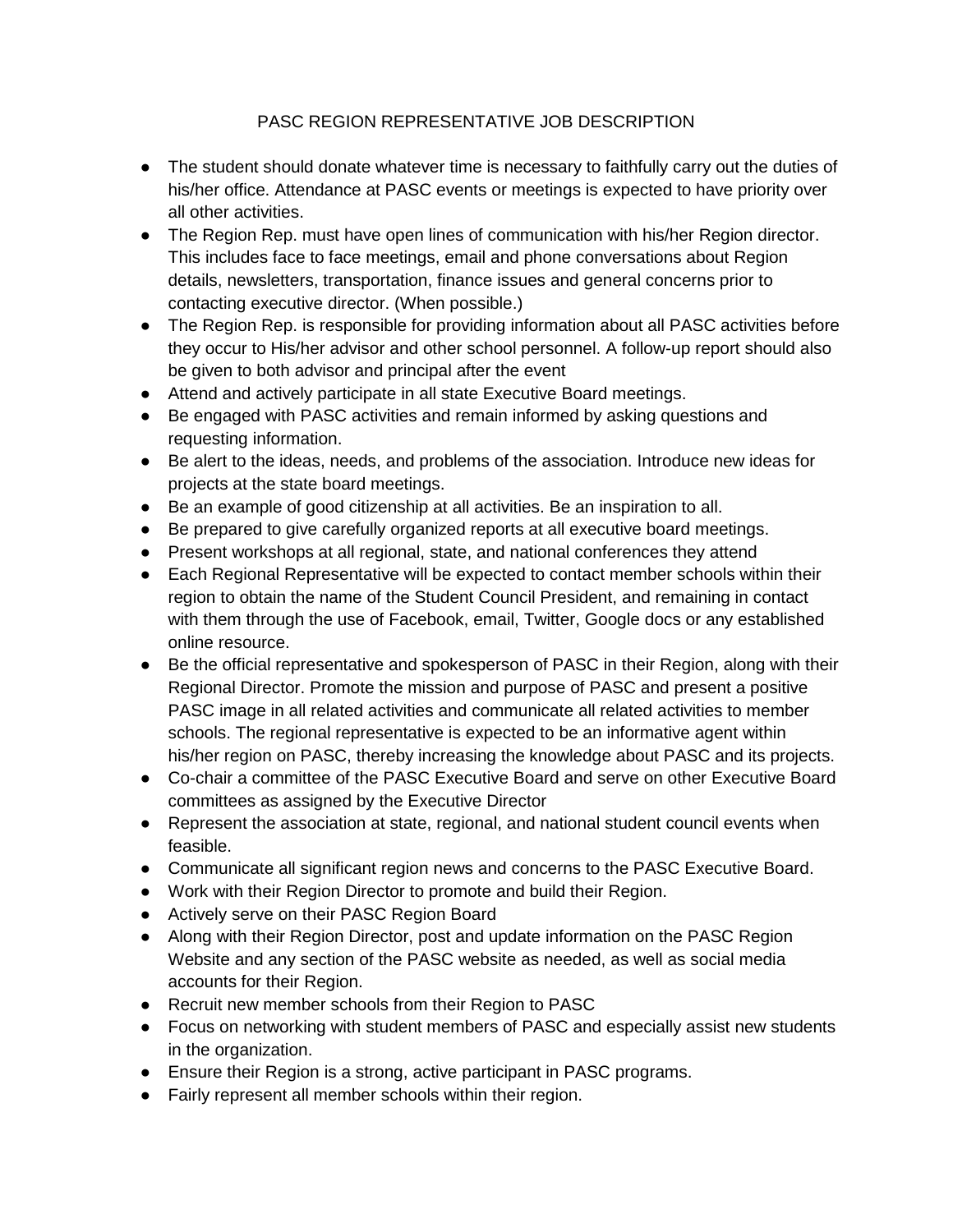# PASC REGION REPRESENTATIVE JOB DESCRIPTION

- The student should donate whatever time is necessary to faithfully carry out the duties of his/her office. Attendance at PASC events or meetings is expected to have priority over all other activities.
- The Region Rep. must have open lines of communication with his/her Region director. This includes face to face meetings, email and phone conversations about Region details, newsletters, transportation, finance issues and general concerns prior to contacting executive director. (When possible.)
- The Region Rep. is responsible for providing information about all PASC activities before they occur to His/her advisor and other school personnel. A follow-up report should also be given to both advisor and principal after the event
- Attend and actively participate in all state Executive Board meetings.
- Be engaged with PASC activities and remain informed by asking questions and requesting information.
- Be alert to the ideas, needs, and problems of the association. Introduce new ideas for projects at the state board meetings.
- Be an example of good citizenship at all activities. Be an inspiration to all.
- Be prepared to give carefully organized reports at all executive board meetings.
- Present workshops at all regional, state, and national conferences they attend
- Each Regional Representative will be expected to contact member schools within their region to obtain the name of the Student Council President, and remaining in contact with them through the use of Facebook, email, Twitter, Google docs or any established online resource.
- Be the official representative and spokesperson of PASC in their Region, along with their Regional Director. Promote the mission and purpose of PASC and present a positive PASC image in all related activities and communicate all related activities to member schools. The regional representative is expected to be an informative agent within his/her region on PASC, thereby increasing the knowledge about PASC and its projects.
- Co-chair a committee of the PASC Executive Board and serve on other Executive Board committees as assigned by the Executive Director
- Represent the association at state, regional, and national student council events when feasible.
- Communicate all significant region news and concerns to the PASC Executive Board.
- Work with their Region Director to promote and build their Region.
- Actively serve on their PASC Region Board
- Along with their Region Director, post and update information on the PASC Region Website and any section of the PASC website as needed, as well as social media accounts for their Region.
- Recruit new member schools from their Region to PASC
- Focus on networking with student members of PASC and especially assist new students in the organization.
- Ensure their Region is a strong, active participant in PASC programs.
- Fairly represent all member schools within their region.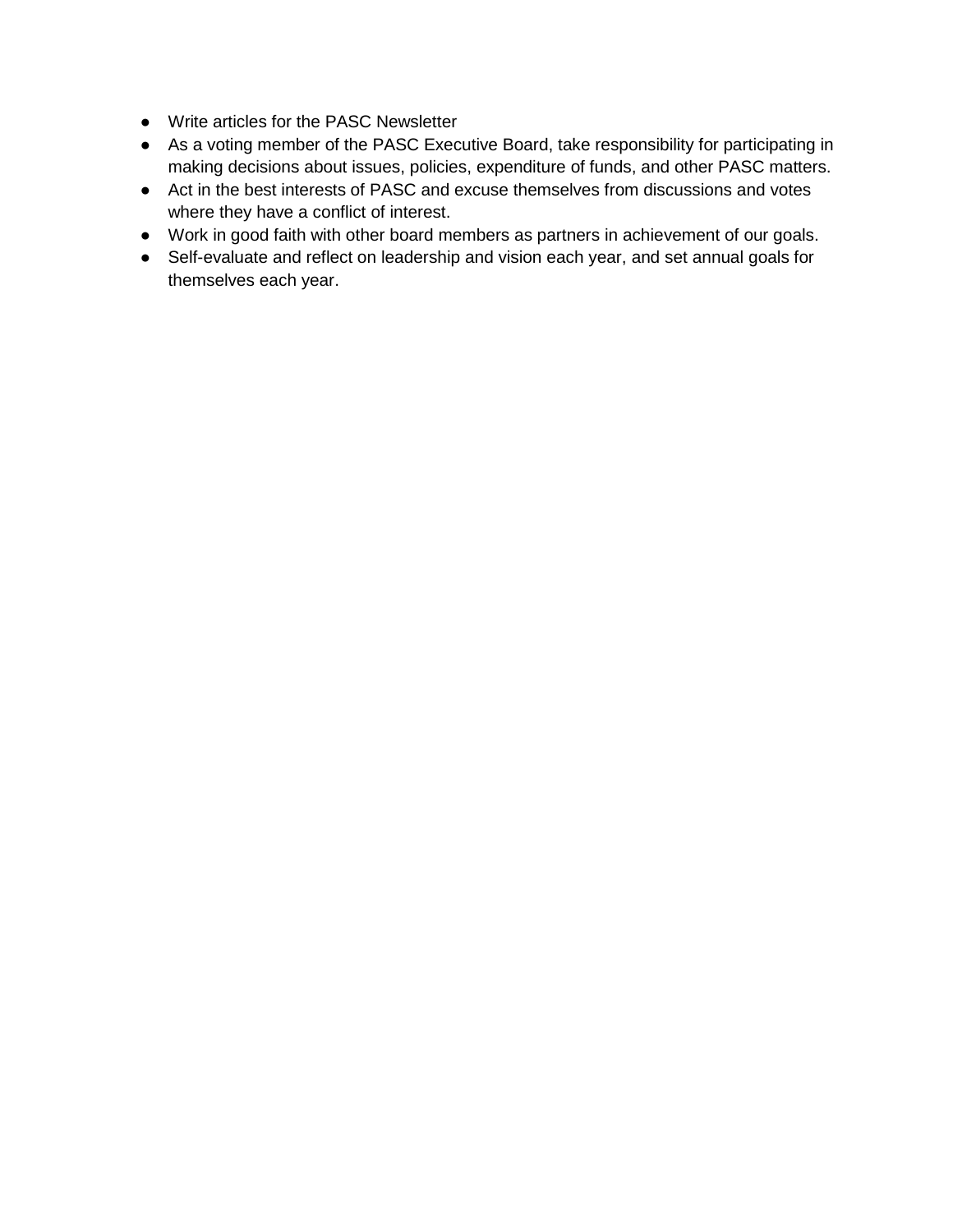- Write articles for the PASC Newsletter
- As a voting member of the PASC Executive Board, take responsibility for participating in making decisions about issues, policies, expenditure of funds, and other PASC matters.
- Act in the best interests of PASC and excuse themselves from discussions and votes where they have a conflict of interest.
- Work in good faith with other board members as partners in achievement of our goals.
- Self-evaluate and reflect on leadership and vision each year, and set annual goals for themselves each year.